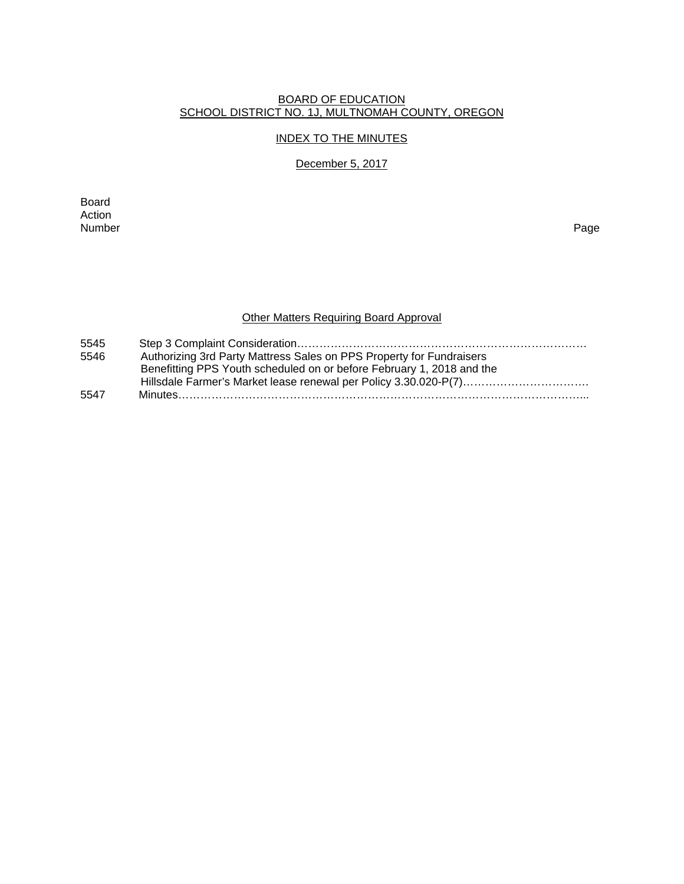BOARD OF EDUCATION
SCHOOL DISTRICT NO. 1J, MULTNOMAH COUNTY, OREGON

INDEX TO THE MINUTES

December 5, 2017

| Board Action Number | | Page |
|---|---|---|

## Other Matters Requiring Board Approval

| | | |
|---|---|---|
| 5545 | Step 3 Complaint Consideration…………………………………………………………………… | |
| 5546 | Authorizing 3rd Party Mattress Sales on PPS Property for Fundraisers Benefitting PPS Youth scheduled on or before February 1, 2018 and the Hillsdale Farmer's Market lease renewal per Policy 3.30.020-P(7)……………………………… | |
| 5547 | Minutes……………………………………………………………………………………………... | |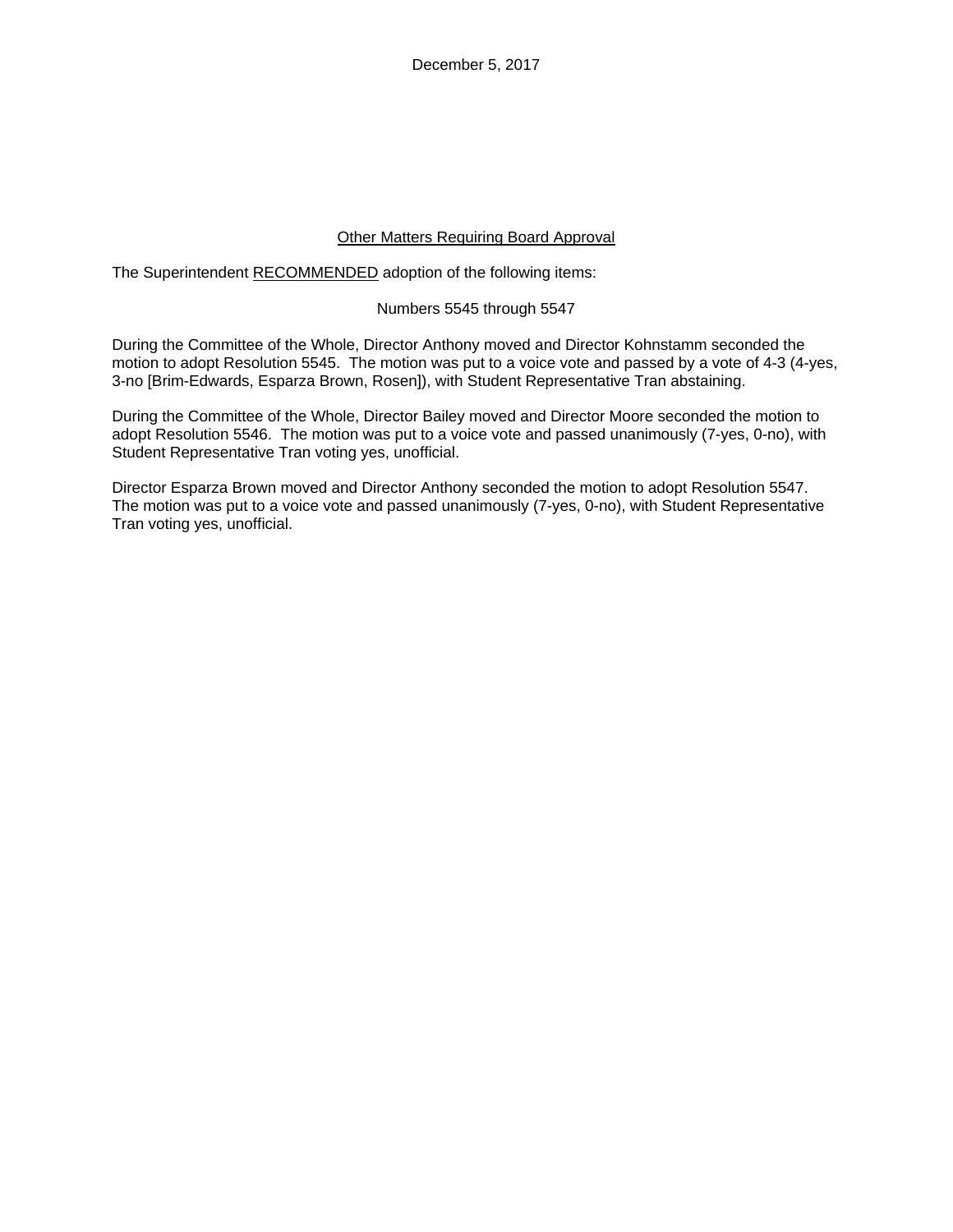December 5, 2017

## Other Matters Requiring Board Approval

The Superintendent RECOMMENDED adoption of the following items:

Numbers 5545 through 5547

During the Committee of the Whole, Director Anthony moved and Director Kohnstamm seconded the motion to adopt Resolution 5545. The motion was put to a voice vote and passed by a vote of 4-3 (4-yes, 3-no [Brim-Edwards, Esparza Brown, Rosen]), with Student Representative Tran abstaining.

During the Committee of the Whole, Director Bailey moved and Director Moore seconded the motion to adopt Resolution 5546. The motion was put to a voice vote and passed unanimously (7-yes, 0-no), with Student Representative Tran voting yes, unofficial.

Director Esparza Brown moved and Director Anthony seconded the motion to adopt Resolution 5547. The motion was put to a voice vote and passed unanimously (7-yes, 0-no), with Student Representative Tran voting yes, unofficial.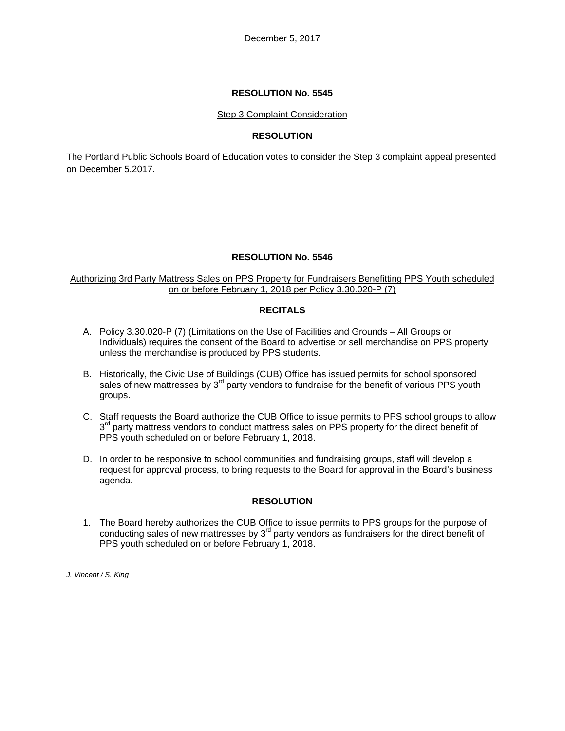December 5, 2017

## RESOLUTION No. 5545

Step 3 Complaint Consideration

### RESOLUTION

The Portland Public Schools Board of Education votes to consider the Step 3 complaint appeal presented on December 5,2017.

## RESOLUTION No. 5546

Authorizing 3rd Party Mattress Sales on PPS Property for Fundraisers Benefitting PPS Youth scheduled on or before February 1, 2018 per Policy 3.30.020-P (7)

### RECITALS

A. Policy 3.30.020-P (7) (Limitations on the Use of Facilities and Grounds – All Groups or Individuals) requires the consent of the Board to advertise or sell merchandise on PPS property unless the merchandise is produced by PPS students.

B. Historically, the Civic Use of Buildings (CUB) Office has issued permits for school sponsored sales of new mattresses by 3rd party vendors to fundraise for the benefit of various PPS youth groups.

C. Staff requests the Board authorize the CUB Office to issue permits to PPS school groups to allow 3rd party mattress vendors to conduct mattress sales on PPS property for the direct benefit of PPS youth scheduled on or before February 1, 2018.

D. In order to be responsive to school communities and fundraising groups, staff will develop a request for approval process, to bring requests to the Board for approval in the Board's business agenda.

### RESOLUTION

1. The Board hereby authorizes the CUB Office to issue permits to PPS groups for the purpose of conducting sales of new mattresses by 3rd party vendors as fundraisers for the direct benefit of PPS youth scheduled on or before February 1, 2018.

*J. Vincent / S. King*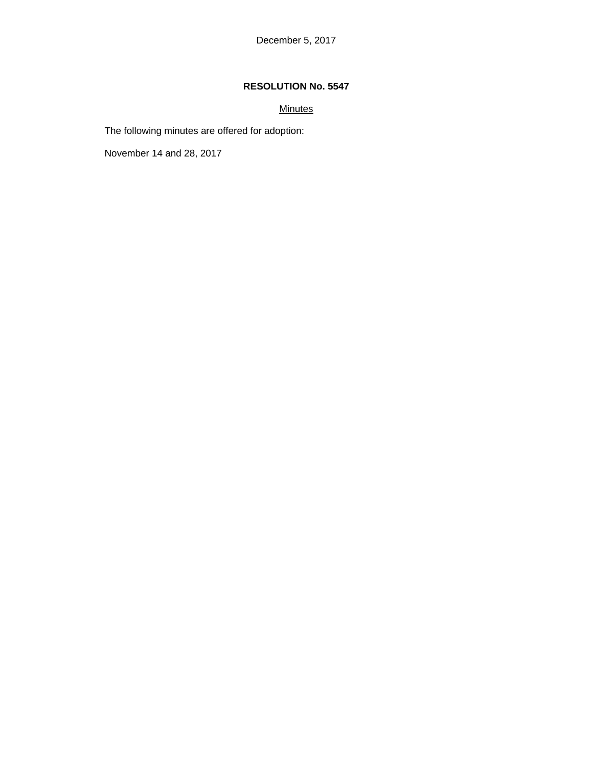December 5, 2017

**RESOLUTION No. 5547**

Minutes

The following minutes are offered for adoption:

November 14 and 28, 2017